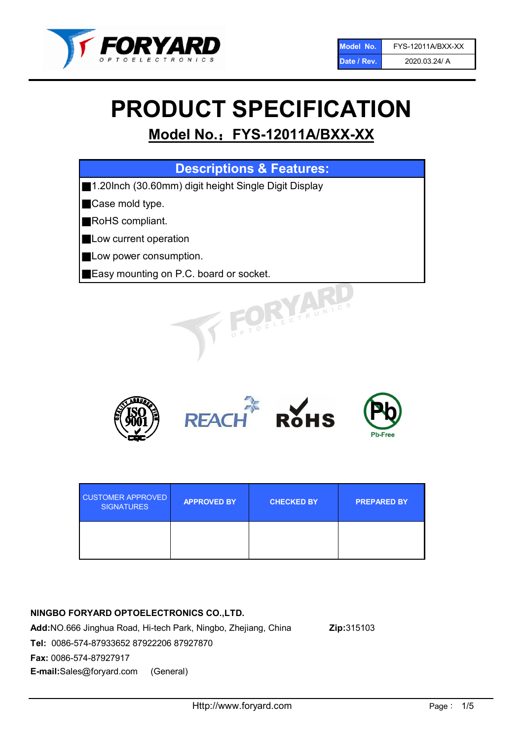| Model No. | FYS-12011A/BXX-XX |
| --- | --- |
| Date / Rev. | 2020.03.24/ A |

# PRODUCT SPECIFICATION

## Model No.：FYS-12011A/BXX-XX

| Descriptions & Features: |
| --- |
| ■1.20Inch (30.60mm) digit height Single Digit Display |
| ■Case mold type. |
| ■RoHS compliant. |
| ■Low current operation |
| ■Low power consumption. |
| ■Easy mounting on P.C. board or socket. |

| CUSTOMER APPROVED SIGNATURES | APPROVED BY | CHECKED BY | PREPARED BY |
| --- | --- | --- | --- |
| | | | |

**NINGBO FORYARD OPTOELECTRONICS CO.,LTD.**

**Add:**NO.666 Jinghua Road, Hi-tech Park, Ningbo, Zhejiang, China **Zip:**315103

**Tel:** 0086-574-87933652 87922206 87927870

**Fax:** 0086-574-87927917

**E-mail:**Sales@foryard.com (General)

Http://www.foryard.com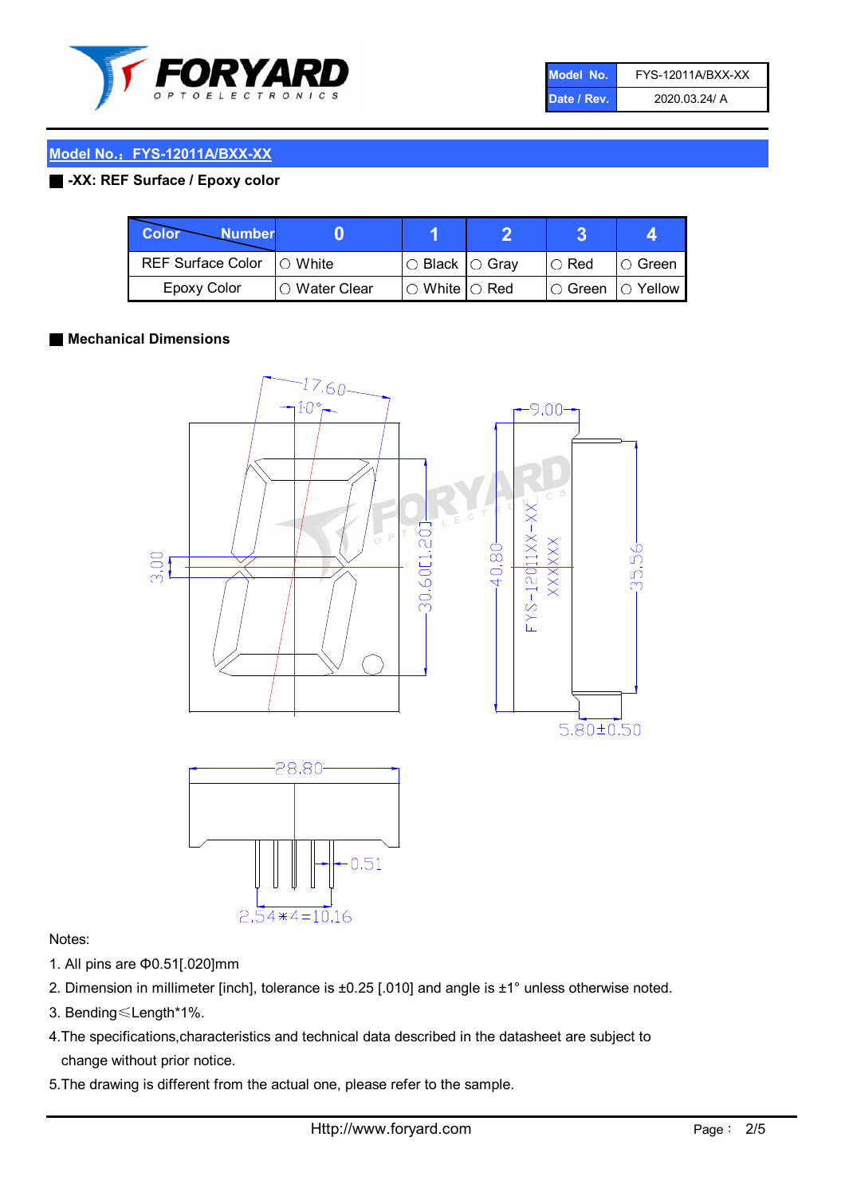| Model No. | FYS-12011A/BXX-XX |
| --- | --- |
| Date / Rev. | 2020.03.24/ A |

## Model No.：FYS-12011A/BXX-XX

### -XX: REF Surface / Epoxy color

| Color / Number | 0 | 1 | 2 | 3 | 4 |
| --- | --- | --- | --- | --- | --- |
| REF Surface Color | ○ White | ○ Black | ○ Gray | ○ Red | ○ Green |
| Epoxy Color | ○ Water Clear | ○ White | ○ Red | ○ Green | ○ Yellow |

### Mechanical Dimensions

17.60
10°
3.00
30.60[1.20]
9.00
40.80
FYS-12011XX-XX
XXXXXX
35.56
5.80±0.50
28.80
0.51
2.54*4=10.16

Notes:

1. All pins are Φ0.51[.020]mm
2. Dimension in millimeter [inch], tolerance is ±0.25 [.010] and angle is ±1° unless otherwise noted.
3. Bending≤Length*1%.
4. The specifications,characteristics and technical data described in the datasheet are subject to change without prior notice.
5. The drawing is different from the actual one, please refer to the sample.

Http://www.foryard.com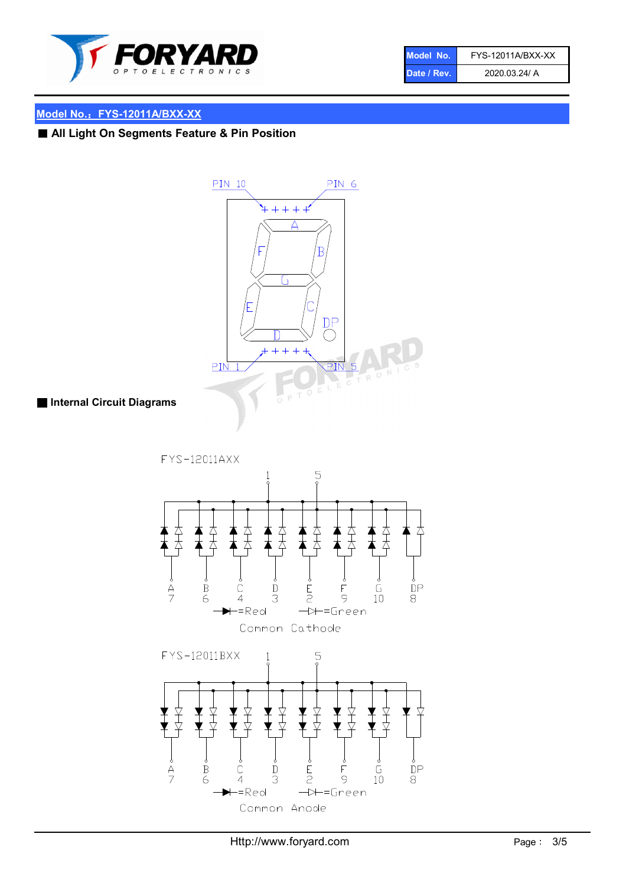**Model No.：FYS-12011A/BXX-XX**

■ **All Light On Segments Feature & Pin Position**

PIN 10 PIN 6

A

F B

G

E C

DP

D

PIN 1 PIN 5

■ **Internal Circuit Diagrams**

FYS-12011AXX

1 5

A 7 | B 6 | C 4 | D 3 | E 2 | F 9 | G 10 | DP 8

=Red =Green

Common Cathode

FYS-12011BXX

1 5

A 7 | B 6 | C 4 | D 3 | E 2 | F 9 | G 10 | DP 8

=Red =Green

Common Anode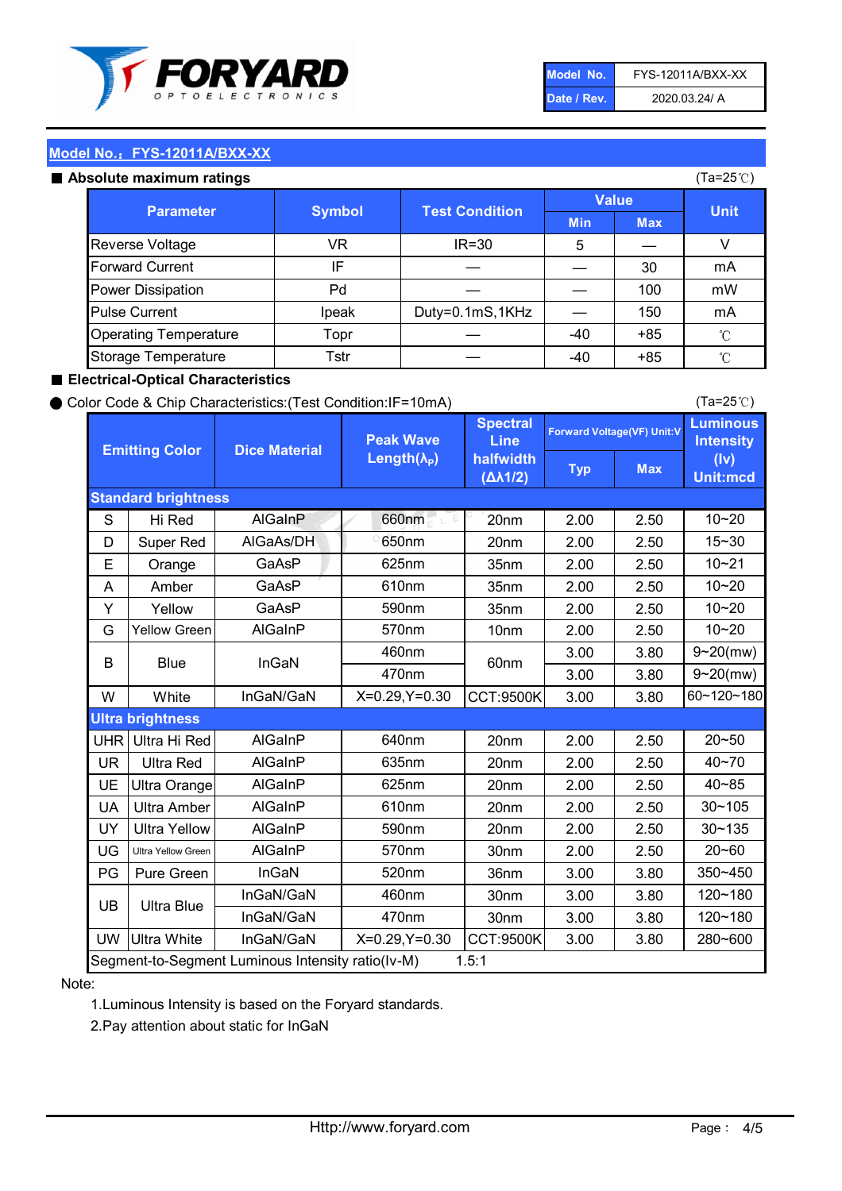| Model No. | FYS-12011A/BXX-XX |
|---|---|
| Date / Rev. | 2020.03.24/ A |

## Model No.：FYS-12011A/BXX-XX

### ■ Absolute maximum ratings

(Ta=25℃)

| Parameter | Symbol | Test Condition | Value | | Unit |
|---|---|---|---|---|---|
| | | | Min | Max | |
| Reverse Voltage | VR | IR=30 | 5 | — | V |
| Forward Current | IF | — | — | 30 | mA |
| Power Dissipation | Pd | — | — | 100 | mW |
| Pulse Current | Ipeak | Duty=0.1mS,1KHz | — | 150 | mA |
| Operating Temperature | Topr | — | -40 | +85 | ℃ |
| Storage Temperature | Tstr | — | -40 | +85 | ℃ |

### ■ Electrical-Optical Characteristics

● Color Code & Chip Characteristics:(Test Condition:IF=10mA)

(Ta=25℃)

| Emitting Color | | Dice Material | Peak Wave Length($\lambda_P$) | Spectral Line halfwidth ($\Delta\lambda1/2$) | Forward Voltage(VF) Unit:V | | Luminous Intensity (Iv) Unit:mcd |
|---|---|---|---|---|---|---|---|
| | | | | | Typ | Max | |
| **Standard brightness** | | | | | | | |
| S | Hi Red | AlGaInP | 660nm | 20nm | 2.00 | 2.50 | 10~20 |
| D | Super Red | AlGaAs/DH | 650nm | 20nm | 2.00 | 2.50 | 15~30 |
| E | Orange | GaAsP | 625nm | 35nm | 2.00 | 2.50 | 10~21 |
| A | Amber | GaAsP | 610nm | 35nm | 2.00 | 2.50 | 10~20 |
| Y | Yellow | GaAsP | 590nm | 35nm | 2.00 | 2.50 | 10~20 |
| G | Yellow Green | AlGaInP | 570nm | 10nm | 2.00 | 2.50 | 10~20 |
| B | Blue | InGaN | 460nm | 60nm | 3.00 | 3.80 | 9~20(mw) |
| | | | 470nm | | 3.00 | 3.80 | 9~20(mw) |
| W | White | InGaN/GaN | X=0.29,Y=0.30 | CCT:9500K | 3.00 | 3.80 | 60~120~180 |
| **Ultra brightness** | | | | | | | |
| UHR | Ultra Hi Red | AlGaInP | 640nm | 20nm | 2.00 | 2.50 | 20~50 |
| UR | Ultra Red | AlGaInP | 635nm | 20nm | 2.00 | 2.50 | 40~70 |
| UE | Ultra Orange | AlGaInP | 625nm | 20nm | 2.00 | 2.50 | 40~85 |
| UA | Ultra Amber | AlGaInP | 610nm | 20nm | 2.00 | 2.50 | 30~105 |
| UY | Ultra Yellow | AlGaInP | 590nm | 20nm | 2.00 | 2.50 | 30~135 |
| UG | Ultra Yellow Green | AlGaInP | 570nm | 30nm | 2.00 | 2.50 | 20~60 |
| PG | Pure Green | InGaN | 520nm | 36nm | 3.00 | 3.80 | 350~450 |
| UB | Ultra Blue | InGaN/GaN | 460nm | 30nm | 3.00 | 3.80 | 120~180 |
| | | InGaN/GaN | 470nm | 30nm | 3.00 | 3.80 | 120~180 |
| UW | Ultra White | InGaN/GaN | X=0.29,Y=0.30 | CCT:9500K | 3.00 | 3.80 | 280~600 |
| Segment-to-Segment Luminous Intensity ratio(Iv-M) | | | | 1.5:1 | | | |

Note:

1.Luminous Intensity is based on the Foryard standards.

2.Pay attention about static for InGaN

Http://www.foryard.com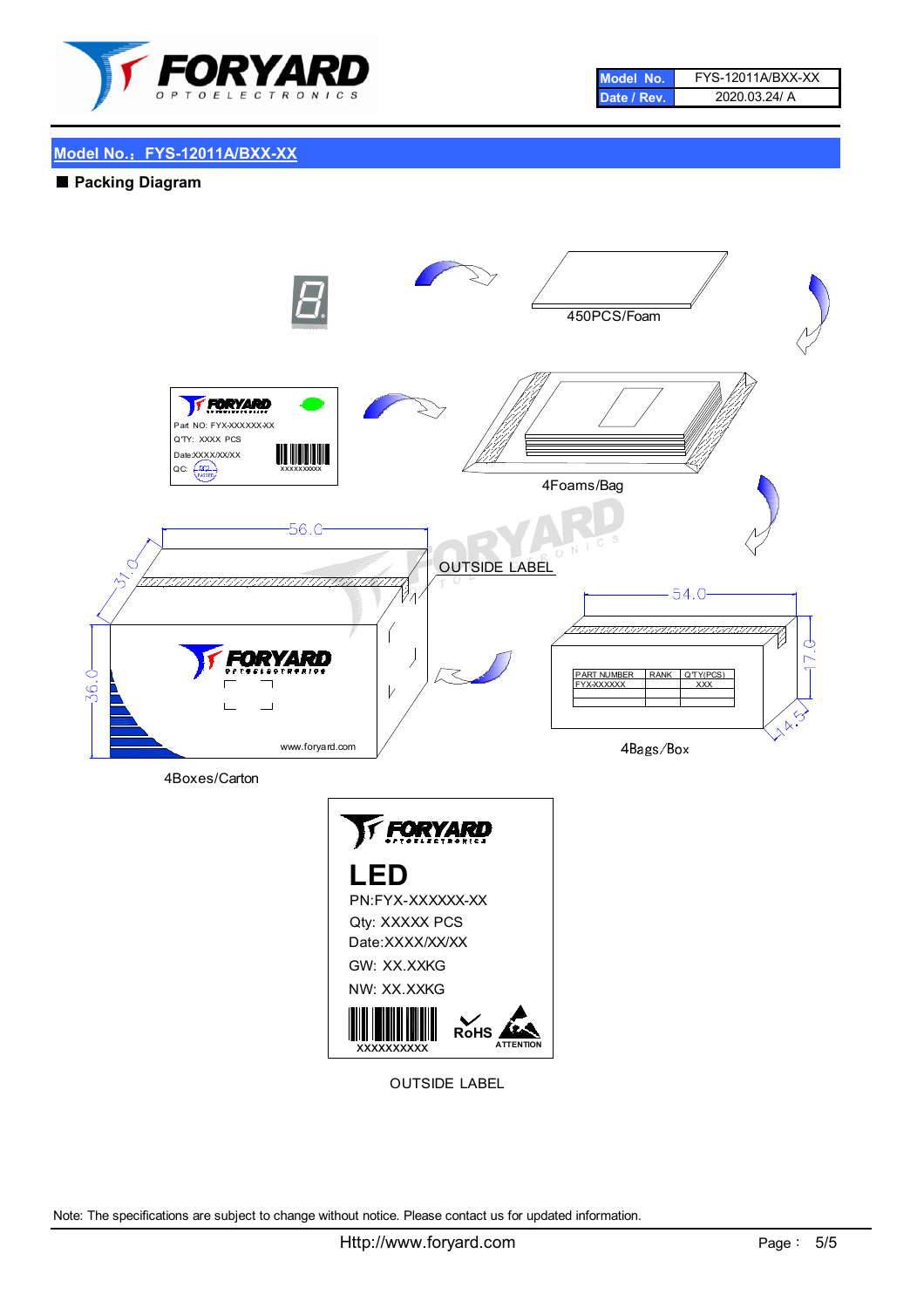| Model No. | FYS-12011A/BXX-XX |
| --- | --- |
| Date / Rev. | 2020.03.24/ A |

## Model No.: FYS-12011A/BXX-XX

### ■ Packing Diagram

450PCS/Foam

Part NO: FYX-XXXXXXX-XX
Q'TY: XXXX PCS
Date:XXXX/XX/XX
QC:
XXXXXXXXXX

4Foams/Bag

56.0
31.0
36.0
OUTSIDE LABEL
www.foryard.com

4Boxes/Carton

54.0
17.0
14.5

| PART NUMBER | RANK | Q'TY(PCS) |
| --- | --- | --- |
| FYX-XXXXXX | | XXX |
| | | |
| | | |

4Bags/Box

LED
PN:FYX-XXXXXX-XX
Qty: XXXXX PCS
Date:XXXX/XX/XX
GW: XX.XXKG
NW: XX.XXKG
XXXXXXXXXX
RoHS
ATTENTION

OUTSIDE LABEL

Note: The specifications are subject to change without notice. Please contact us for updated information.

Http://www.foryard.com